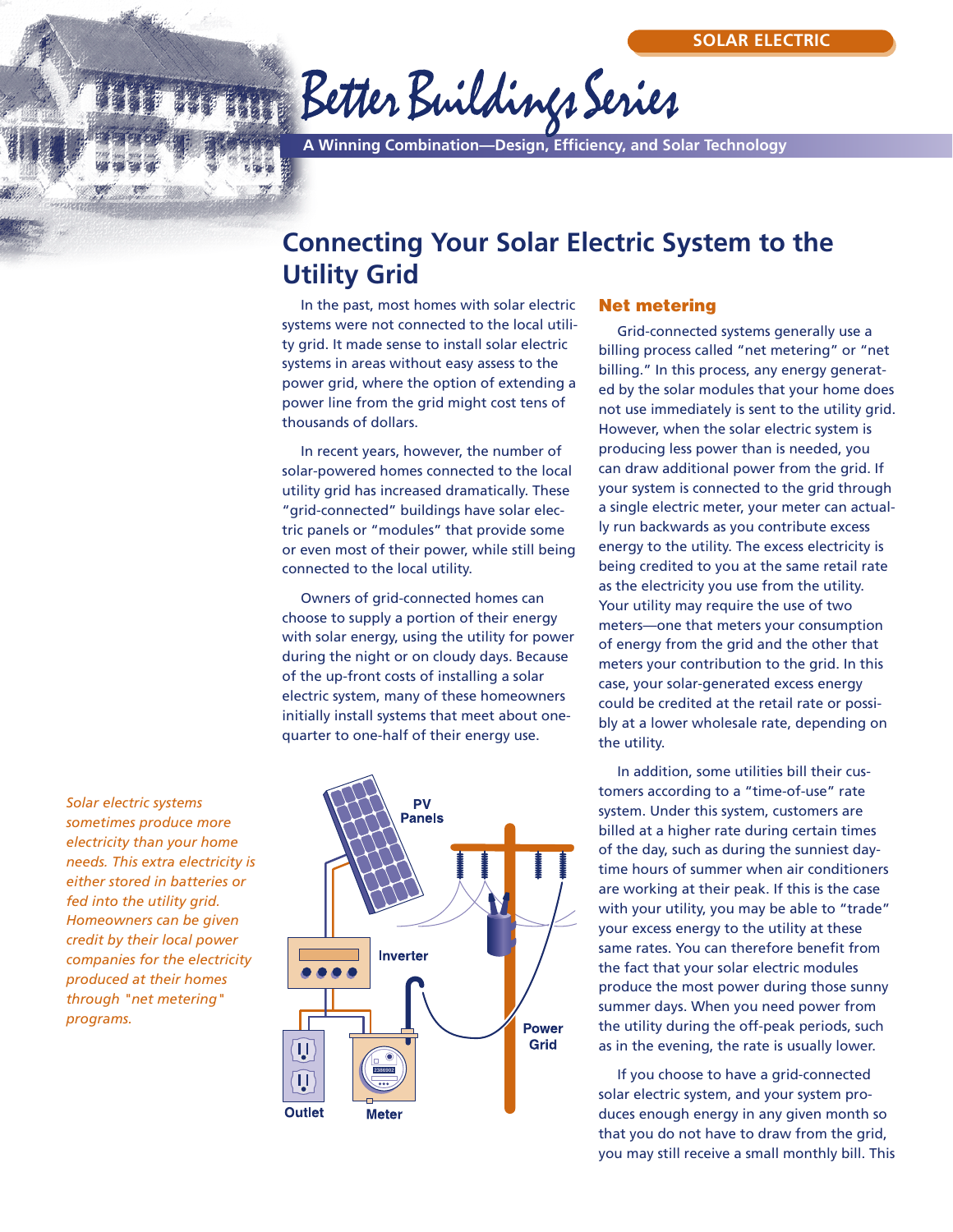SOLAR ELECTRIC

Better Buildings Series

**A Winning Combination—Design, Efficiency, and Solar Technology**

# Connecting Your Solar Electric System to the Utility Grid

In the past, most homes with solar electric systems were not connected to the local utility grid. It made sense to install solar electric systems in areas without easy assess to the power grid, where the option of extending a power line from the grid might cost tens of thousands of dollars.

In recent years, however, the number of solar-powered homes connected to the local utility grid has increased dramatically. These "grid-connected" buildings have solar electric panels or "modules" that provide some or even most of their power, while still being connected to the local utility.

Owners of grid-connected homes can choose to supply a portion of their energy with solar energy, using the utility for power during the night or on cloudy days. Because of the up-front costs of installing a solar electric system, many of these homeowners initially install systems that meet about one-quarter to one-half of their energy use.

*Solar electric systems sometimes produce more electricity than your home needs. This extra electricity is either stored in batteries or fed into the utility grid. Homeowners can be given credit by their local power companies for the electricity produced at their homes through "net metering" programs.*

PV Panels | Inverter | Power Grid | Outlet | Meter

## Net metering

Grid-connected systems generally use a billing process called "net metering" or "net billing." In this process, any energy generated by the solar modules that your home does not use immediately is sent to the utility grid. However, when the solar electric system is producing less power than is needed, you can draw additional power from the grid. If your system is connected to the grid through a single electric meter, your meter can actually run backwards as you contribute excess energy to the utility. The excess electricity is being credited to you at the same retail rate as the electricity you use from the utility. Your utility may require the use of two meters—one that meters your consumption of energy from the grid and the other that meters your contribution to the grid. In this case, your solar-generated excess energy could be credited at the retail rate or possibly at a lower wholesale rate, depending on the utility.

In addition, some utilities bill their customers according to a "time-of-use" rate system. Under this system, customers are billed at a higher rate during certain times of the day, such as during the sunniest daytime hours of summer when air conditioners are working at their peak. If this is the case with your utility, you may be able to "trade" your excess energy to the utility at these same rates. You can therefore benefit from the fact that your solar electric modules produce the most power during those sunny summer days. When you need power from the utility during the off-peak periods, such as in the evening, the rate is usually lower.

If you choose to have a grid-connected solar electric system, and your system produces enough energy in any given month so that you do not have to draw from the grid, you may still receive a small monthly bill. This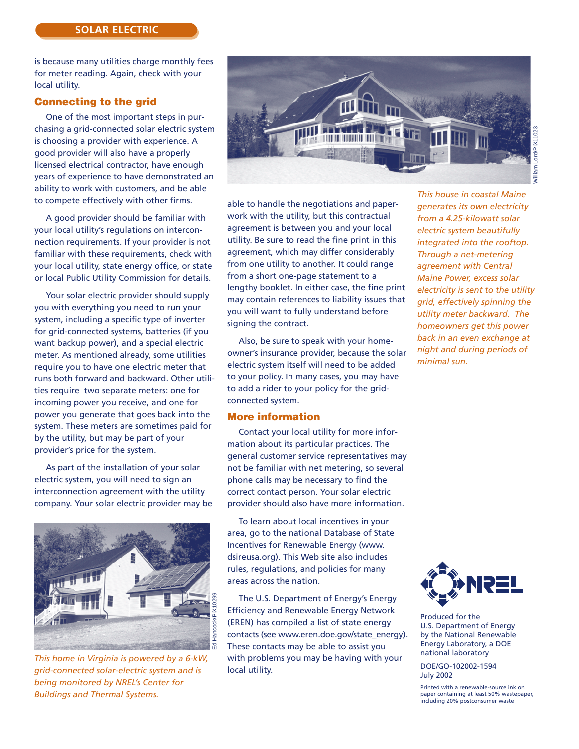is because many utilities charge monthly fees for meter reading. Again, check with your local utility.

## Connecting to the grid

One of the most important steps in purchasing a grid-connected solar electric system is choosing a provider with experience. A good provider will also have a properly licensed electrical contractor, have enough years of experience to have demonstrated an ability to work with customers, and be able to compete effectively with other firms.

A good provider should be familiar with your local utility's regulations on interconnection requirements. If your provider is not familiar with these requirements, check with your local utility, state energy office, or state or local Public Utility Commission for details.

Your solar electric provider should supply you with everything you need to run your system, including a specific type of inverter for grid-connected systems, batteries (if you want backup power), and a special electric meter. As mentioned already, some utilities require you to have one electric meter that runs both forward and backward. Other utilities require two separate meters: one for incoming power you receive, and one for power you generate that goes back into the system. These meters are sometimes paid for by the utility, but may be part of your provider's price for the system.

As part of the installation of your solar electric system, you will need to sign an interconnection agreement with the utility company. Your solar electric provider may be able to handle the negotiations and paperwork with the utility, but this contractual agreement is between you and your local utility. Be sure to read the fine print in this agreement, which may differ considerably from one utility to another. It could range from a short one-page statement to a lengthy booklet. In either case, the fine print may contain references to liability issues that you will want to fully understand before signing the contract.

Also, be sure to speak with your homeowner's insurance provider, because the solar electric system itself will need to be added to your policy. In many cases, you may have to add a rider to your policy for the grid-connected system.

Ed Hancock/PIX10299

*This home in Virginia is powered by a 6-kW, grid-connected solar-electric system and is being monitored by NREL's Center for Buildings and Thermal Systems.*

William Lord/PIX11023

*This house in coastal Maine generates its own electricity from a 4.25-kilowatt solar electric system beautifully integrated into the rooftop. Through a net-metering agreement with Central Maine Power, excess solar electricity is sent to the utility grid, effectively spinning the utility meter backward. The homeowners get this power back in an even exchange at night and during periods of minimal sun.*

## More information

Contact your local utility for more information about its particular practices. The general customer service representatives may not be familiar with net metering, so several phone calls may be necessary to find the correct contact person. Your solar electric provider should also have more information.

To learn about local incentives in your area, go to the national Database of State Incentives for Renewable Energy (www.dsireusa.org). This Web site also includes rules, regulations, and policies for many areas across the nation.

The U.S. Department of Energy's Energy Efficiency and Renewable Energy Network (EREN) has compiled a list of state energy contacts (see www.eren.doe.gov/state_energy). These contacts may be able to assist you with problems you may be having with your local utility.

NREL

Produced for the U.S. Department of Energy by the National Renewable Energy Laboratory, a DOE national laboratory

DOE/GO-102002-1594
July 2002

Printed with a renewable-source ink on paper containing at least 50% wastepaper, including 20% postconsumer waste